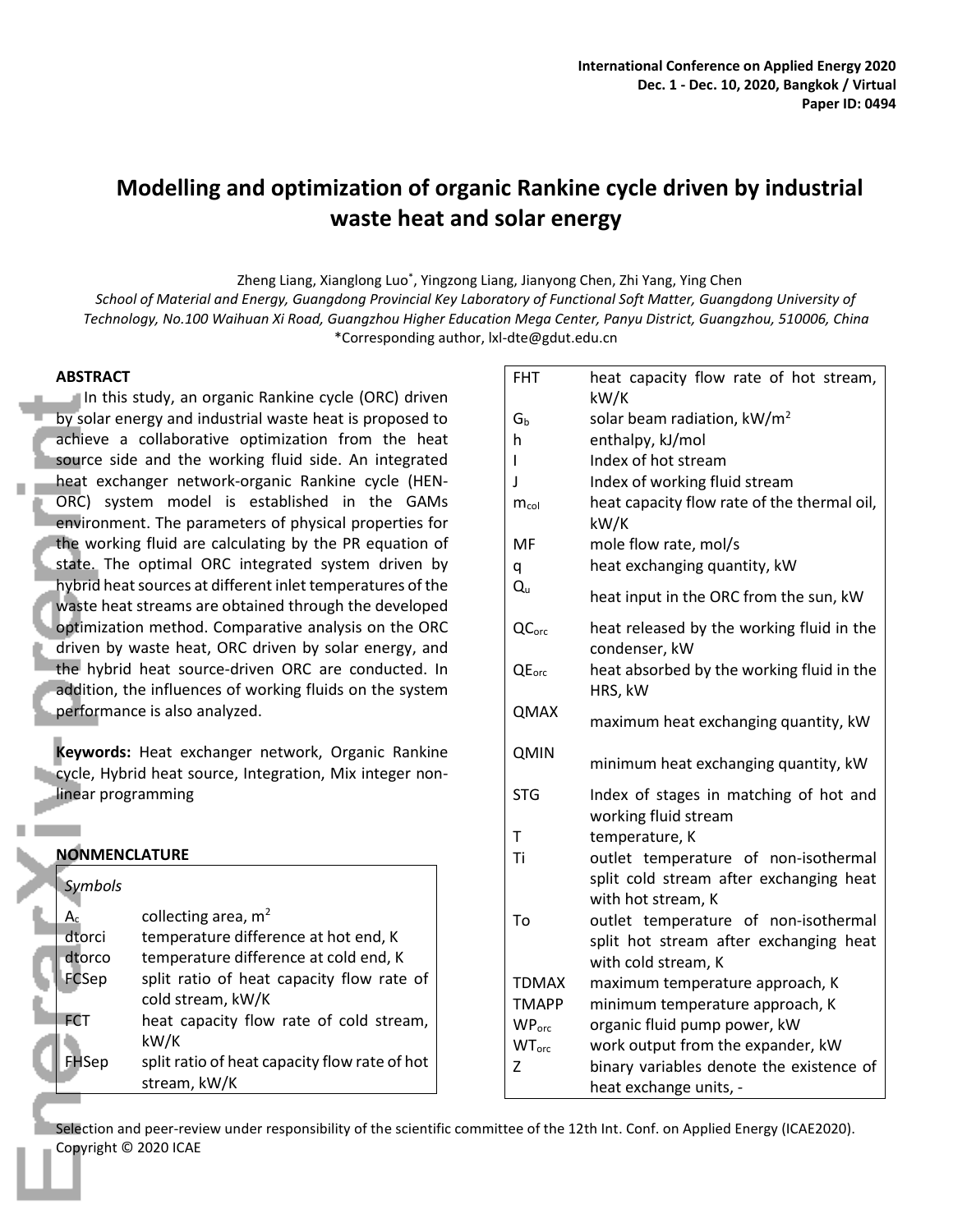# Modelling and optimization of organic Rankine cycle driven by industrial waste heat and solar energy

Zheng Liang, Xianglong Luo*, Yingzong Liang, Jianyong Chen, Zhi Yang, Ying Chen

*School of Material and Energy, Guangdong Provincial Key Laboratory of Functional Soft Matter, Guangdong University of Technology, No.100 Waihuan Xi Road, Guangzhou Higher Education Mega Center, Panyu District, Guangzhou, 510006, China*

*Corresponding author, lxl-dte@gdut.edu.cn

## ABSTRACT

In this study, an organic Rankine cycle (ORC) driven by solar energy and industrial waste heat is proposed to achieve a collaborative optimization from the heat source side and the working fluid side. An integrated heat exchanger network-organic Rankine cycle (HEN-ORC) system model is established in the GAMs environment. The parameters of physical properties for the working fluid are calculating by the PR equation of state. The optimal ORC integrated system driven by hybrid heat sources at different inlet temperatures of the waste heat streams are obtained through the developed optimization method. Comparative analysis on the ORC driven by waste heat, ORC driven by solar energy, and the hybrid heat source-driven ORC are conducted. In addition, the influences of working fluids on the system performance is also analyzed.

**Keywords:** Heat exchanger network, Organic Rankine cycle, Hybrid heat source, Integration, Mix integer non-linear programming

## NONMENCLATURE

*Symbols*

| Symbol | Description |
|---|---|
| $A_c$ | collecting area, m$^2$ |
| dtorci | temperature difference at hot end, K |
| dtorco | temperature difference at cold end, K |
| FCSep | split ratio of heat capacity flow rate of cold stream, kW/K |
| FCT | heat capacity flow rate of cold stream, kW/K |
| FHSep | split ratio of heat capacity flow rate of hot stream, kW/K |
| FHT | heat capacity flow rate of hot stream, kW/K |
| $G_b$ | solar beam radiation, kW/m$^2$ |
| h | enthalpy, kJ/mol |
| I | Index of hot stream |
| J | Index of working fluid stream |
| $m_{col}$ | heat capacity flow rate of the thermal oil, kW/K |
| MF | mole flow rate, mol/s |
| q | heat exchanging quantity, kW |
| $Q_u$ | heat input in the ORC from the sun, kW |
| $QC_{orc}$ | heat released by the working fluid in the condenser, kW |
| $QE_{orc}$ | heat absorbed by the working fluid in the HRS, kW |
| QMAX | maximum heat exchanging quantity, kW |
| QMIN | minimum heat exchanging quantity, kW |
| STG | Index of stages in matching of hot and working fluid stream |
| T | temperature, K |
| Ti | outlet temperature of non-isothermal split cold stream after exchanging heat with hot stream, K |
| To | outlet temperature of non-isothermal split hot stream after exchanging heat with cold stream, K |
| TDMAX | maximum temperature approach, K |
| TMAPP | minimum temperature approach, K |
| $WP_{orc}$ | organic fluid pump power, kW |
| $WT_{orc}$ | work output from the expander, kW |
| Z | binary variables denote the existence of heat exchange units, - |

Selection and peer-review under responsibility of the scientific committee of the 12th Int. Conf. on Applied Energy (ICAE2020).
Copyright © 2020 ICAE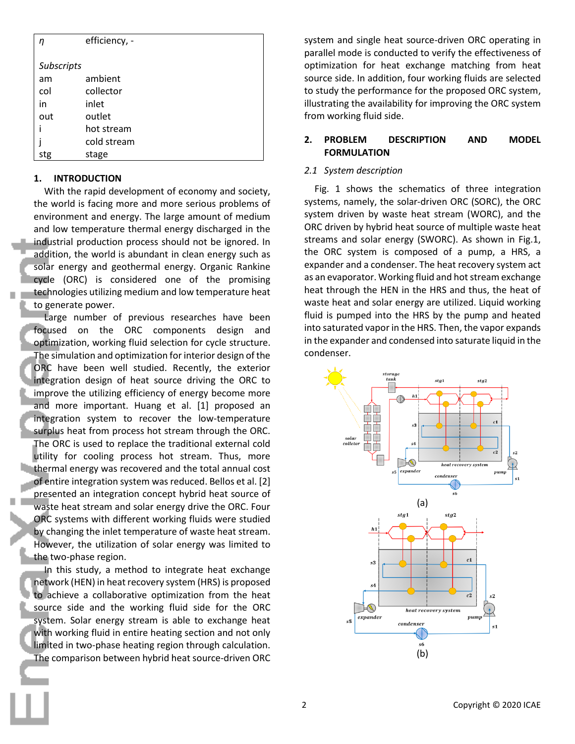| | |
|---|---|
| $\eta$ | efficiency, - |
| *Subscripts* | |
| am | ambient |
| col | collector |
| in | inlet |
| out | outlet |
| i | hot stream |
| j | cold stream |
| stg | stage |

## 1. INTRODUCTION

With the rapid development of economy and society, the world is facing more and more serious problems of environment and energy. The large amount of medium and low temperature thermal energy discharged in the industrial production process should not be ignored. In addition, the world is abundant in clean energy such as solar energy and geothermal energy. Organic Rankine cycle (ORC) is considered one of the promising technologies utilizing medium and low temperature heat to generate power.

Large number of previous researches have been focused on the ORC components design and optimization, working fluid selection for cycle structure. The simulation and optimization for interior design of the ORC have been well studied. Recently, the exterior integration design of heat source driving the ORC to improve the utilizing efficiency of energy become more and more important. Huang et al. [1] proposed an integration system to recover the low-temperature surplus heat from process hot stream through the ORC. The ORC is used to replace the traditional external cold utility for cooling process hot stream. Thus, more thermal energy was recovered and the total annual cost of entire integration system was reduced. Bellos et al. [2] presented an integration concept hybrid heat source of waste heat stream and solar energy drive the ORC. Four ORC systems with different working fluids were studied by changing the inlet temperature of waste heat stream. However, the utilization of solar energy was limited to the two-phase region.

In this study, a method to integrate heat exchange network (HEN) in heat recovery system (HRS) is proposed to achieve a collaborative optimization from the heat source side and the working fluid side for the ORC system. Solar energy stream is able to exchange heat with working fluid in entire heating section and not only limited in two-phase heating region through calculation. The comparison between hybrid heat source-driven ORC system and single heat source-driven ORC operating in parallel mode is conducted to verify the effectiveness of optimization for heat exchange matching from heat source side. In addition, four working fluids are selected to study the performance for the proposed ORC system, illustrating the availability for improving the ORC system from working fluid side.

## 2. PROBLEM DESCRIPTION AND MODEL FORMULATION

### *2.1 System description*

Fig. 1 shows the schematics of three integration systems, namely, the solar-driven ORC (SORC), the ORC system driven by waste heat stream (WORC), and the ORC driven by hybrid heat source of multiple waste heat streams and solar energy (SWORC). As shown in Fig.1, the ORC system is composed of a pump, a HRS, a expander and a condenser. The heat recovery system act as an evaporator. Working fluid and hot stream exchange heat through the HEN in the HRS and thus, the heat of waste heat and solar energy are utilized. Liquid working fluid is pumped into the HRS by the pump and heated into saturated vapor in the HRS. Then, the vapor expands in the expander and condensed into saturate liquid in the condenser.

(a)

(b)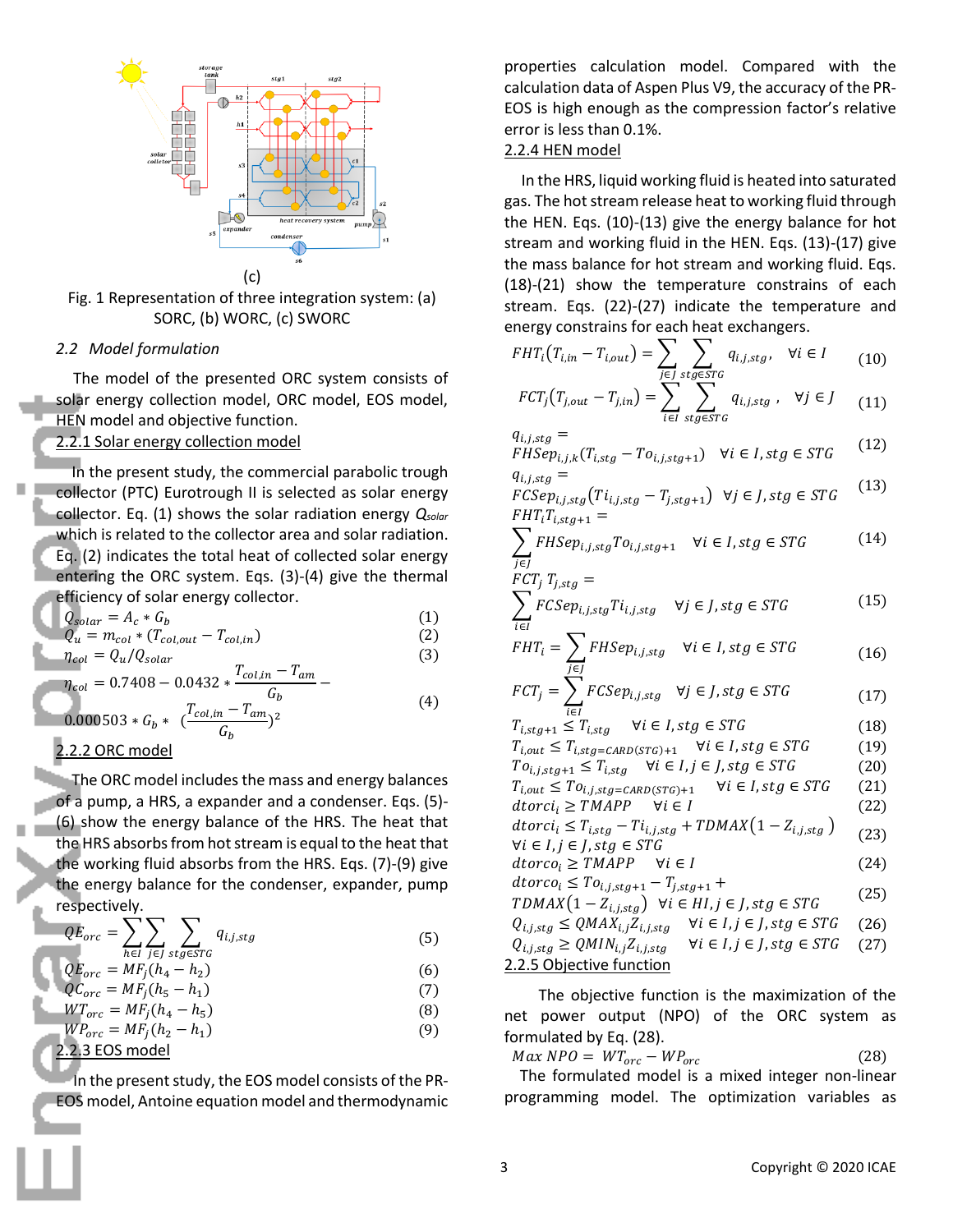(c)

Fig. 1 Representation of three integration system: (a) SORC, (b) WORC, (c) SWORC

### 2.2 Model formulation

The model of the presented ORC system consists of solar energy collection model, ORC model, EOS model, HEN model and objective function.

#### 2.2.1 Solar energy collection model

In the present study, the commercial parabolic trough collector (PTC) Eurotrough II is selected as solar energy collector. Eq. (1) shows the solar radiation energy $Q_{solar}$ which is related to the collector area and solar radiation. Eq. (2) indicates the total heat of collected solar energy entering the ORC system. Eqs. (3)-(4) give the thermal efficiency of solar energy collector.

$$Q_{solar} = A_c * G_b \tag{1}$$

$$Q_u = m_{col} * (T_{col,out} - T_{col,in}) \tag{2}$$

$$\eta_{col} = Q_u / Q_{solar} \tag{3}$$

$$\eta_{col} = 0.7408 - 0.0432 * \frac{T_{col,in} - T_{am}}{G_b} - 0.000503 * G_b * \left(\frac{T_{col,in} - T_{am}}{G_b}\right)^2 \tag{4}$$

#### 2.2.2 ORC model

The ORC model includes the mass and energy balances of a pump, a HRS, a expander and a condenser. Eqs. (5)-(6) show the energy balance of the HRS. The heat that the HRS absorbs from hot stream is equal to the heat that the working fluid absorbs from the HRS. Eqs. (7)-(9) give the energy balance for the condenser, expander, pump respectively.

$$QE_{orc} = \sum_{h \in I} \sum_{j \in J} \sum_{stg \in STG} q_{i,j,stg} \tag{5}$$

$$QE_{orc} = MF_j(h_4 - h_2) \tag{6}$$

$$QC_{orc} = MF_j(h_5 - h_1) \tag{7}$$

$$WT_{orc} = MF_j(h_4 - h_5) \tag{8}$$

$$WP_{orc} = MF_j(h_2 - h_1) \tag{9}$$

#### 2.2.3 EOS model

In the present study, the EOS model consists of the PR-EOS model, Antoine equation model and thermodynamic properties calculation model. Compared with the calculation data of Aspen Plus V9, the accuracy of the PR-EOS is high enough as the compression factor's relative error is less than 0.1%.

#### 2.2.4 HEN model

In the HRS, liquid working fluid is heated into saturated gas. The hot stream release heat to working fluid through the HEN. Eqs. (10)-(13) give the energy balance for hot stream and working fluid in the HEN. Eqs. (13)-(17) give the mass balance for hot stream and working fluid. Eqs. (18)-(21) show the temperature constrains of each stream. Eqs. (22)-(27) indicate the temperature and energy constrains for each heat exchangers.

$$FHT_i(T_{i,in} - T_{i,out}) = \sum_{j \in J} \sum_{stg \in STG} q_{i,j,stg}, \quad \forall i \in I \tag{10}$$

$$FCT_j(T_{j,out} - T_{j,in}) = \sum_{i \in I} \sum_{stg \in STG} q_{i,j,stg}, \quad \forall j \in J \tag{11}$$

$$q_{i,j,stg} = FHSep_{i,j,k}(T_{i,stg} - To_{i,j,stg+1}) \quad \forall i \in I, stg \in STG \tag{12}$$

$$q_{i,j,stg} = FCSep_{i,j,stg}(Ti_{i,j,stg} - T_{j,stg+1}) \quad \forall j \in J, stg \in STG \tag{13}$$

$$FHT_i T_{i,stg+1} = \sum_{j \in J} FHSep_{i,j,stg} To_{i,j,stg+1} \quad \forall i \in I, stg \in STG \tag{14}$$

$$FCT_j \, T_{j,stg} = \sum_{i \in I} FCSep_{i,j,stg} Ti_{i,j,stg} \quad \forall j \in J, stg \in STG \tag{15}$$

$$FHT_i = \sum_{j \in J} FHSep_{i,j,stg} \quad \forall i \in I, stg \in STG \tag{16}$$

$$FCT_j = \sum_{i \in I} FCSep_{i,j,stg} \quad \forall j \in J, stg \in STG \tag{17}$$

$$T_{i,stg+1} \le T_{i,stg} \quad \forall i \in I, stg \in STG \tag{18}$$

$$T_{i,out} \le T_{i,stg=CARD(STG)+1} \quad \forall i \in I, stg \in STG \tag{19}$$

$$To_{i,j,stg+1} \le T_{i,stg} \quad \forall i \in I, j \in J, stg \in STG \tag{20}$$

$$T_{i,out} \le To_{i,j,stg=CARD(STG)+1} \quad \forall i \in I, stg \in STG \tag{21}$$

$$dtorci_i \ge TMAPP \quad \forall i \in I \tag{22}$$

$$dtorci_i \le T_{i,stg} - Ti_{i,j,stg} + TDMAX(1 - Z_{i,j,stg}) \quad \forall i \in I, j \in J, stg \in STG \tag{23}$$

$$dtorco_i \ge TMAPP \quad \forall i \in I \tag{24}$$

$$dtorco_i \le To_{i,j,stg+1} - T_{j,stg+1} + TDMAX(1 - Z_{i,j,stg}) \quad \forall i \in HI, j \in J, stg \in STG \tag{25}$$

$$Q_{i,j,stg} \le QMAX_{i,j} Z_{i,j,stg} \quad \forall i \in I, j \in J, stg \in STG \tag{26}$$

$$Q_{i,j,stg} \ge QMIN_{i,j} Z_{i,j,stg} \quad \forall i \in I, j \in J, stg \in STG \tag{27}$$

#### 2.2.5 Objective function

The objective function is the maximization of the net power output (NPO) of the ORC system as formulated by Eq. (28).

$$Max \; NPO = WT_{orc} - WP_{orc} \tag{28}$$

The formulated model is a mixed integer non-linear programming model. The optimization variables as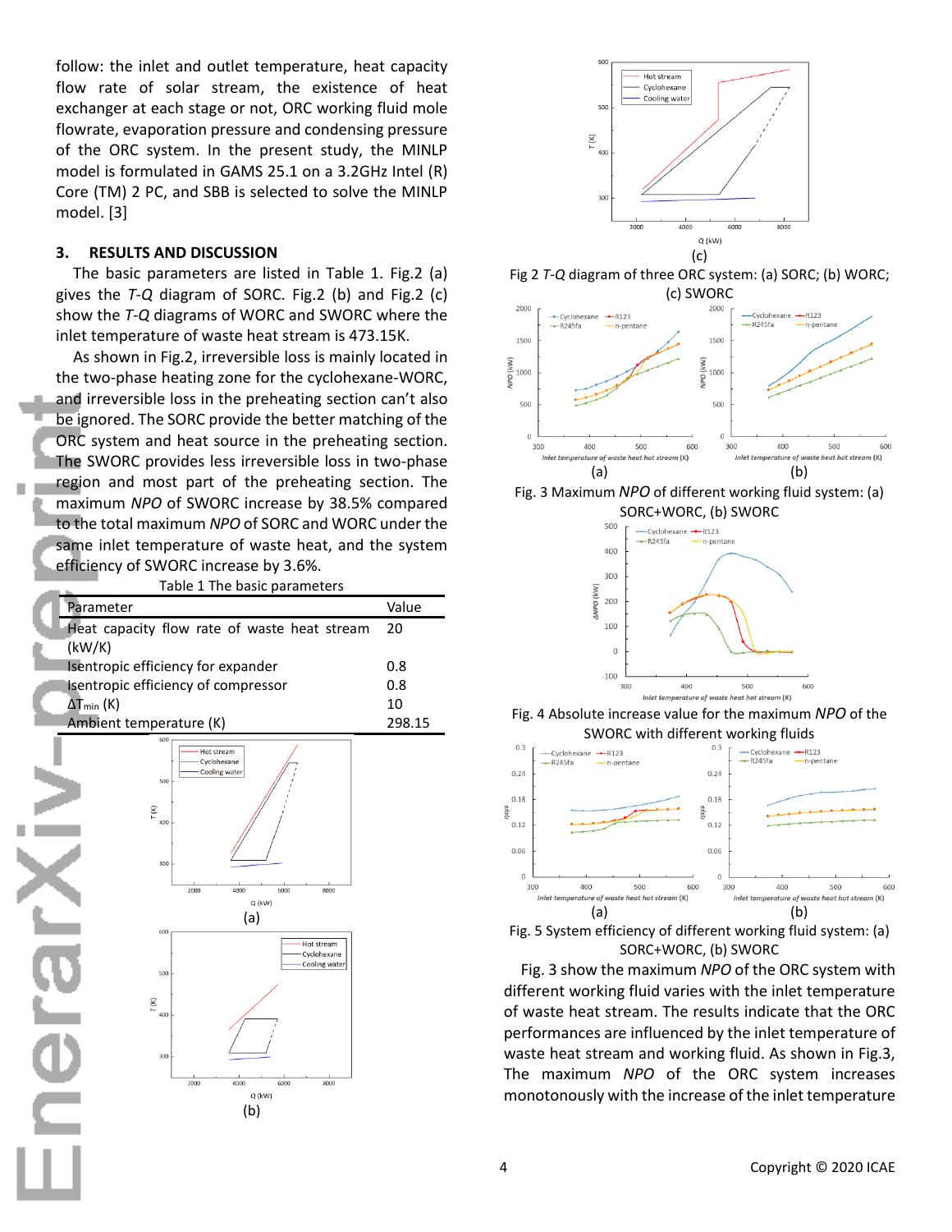follow: the inlet and outlet temperature, heat capacity flow rate of solar stream, the existence of heat exchanger at each stage or not, ORC working fluid mole flowrate, evaporation pressure and condensing pressure of the ORC system. In the present study, the MINLP model is formulated in GAMS 25.1 on a 3.2GHz Intel (R) Core (TM) 2 PC, and SBB is selected to solve the MINLP model. [3]

## 3. RESULTS AND DISCUSSION

The basic parameters are listed in Table 1. Fig.2 (a) gives the *T-Q* diagram of SORC. Fig.2 (b) and Fig.2 (c) show the *T-Q* diagrams of WORC and SWORC where the inlet temperature of waste heat stream is 473.15K.

As shown in Fig.2, irreversible loss is mainly located in the two-phase heating zone for the cyclohexane-WORC, and irreversible loss in the preheating section can't also be ignored. The SORC provide the better matching of the ORC system and heat source in the preheating section. The SWORC provides less irreversible loss in two-phase region and most part of the preheating section. The maximum *NPO* of SWORC increase by 38.5% compared to the total maximum *NPO* of SORC and WORC under the same inlet temperature of waste heat, and the system efficiency of SWORC increase by 3.6%.

Table 1 The basic parameters

| Parameter | Value |
|---|---|
| Heat capacity flow rate of waste heat stream (kW/K) | 20 |
| Isentropic efficiency for expander | 0.8 |
| Isentropic efficiency of compressor | 0.8 |
| $\Delta T_{min}$ (K) | 10 |
| Ambient temperature (K) | 298.15 |

(a)

(b)

(c)

Fig 2 *T-Q* diagram of three ORC system: (a) SORC; (b) WORC; (c) SWORC

(a) (b)

Fig. 3 Maximum *NPO* of different working fluid system: (a) SORC+WORC, (b) SWORC

Fig. 4 Absolute increase value for the maximum *NPO* of the SWORC with different working fluids

(a) (b)

Fig. 5 System efficiency of different working fluid system: (a) SORC+WORC, (b) SWORC

Fig. 3 show the maximum *NPO* of the ORC system with different working fluid varies with the inlet temperature of waste heat stream. The results indicate that the ORC performances are influenced by the inlet temperature of waste heat stream and working fluid. As shown in Fig.3, The maximum *NPO* of the ORC system increases monotonously with the increase of the inlet temperature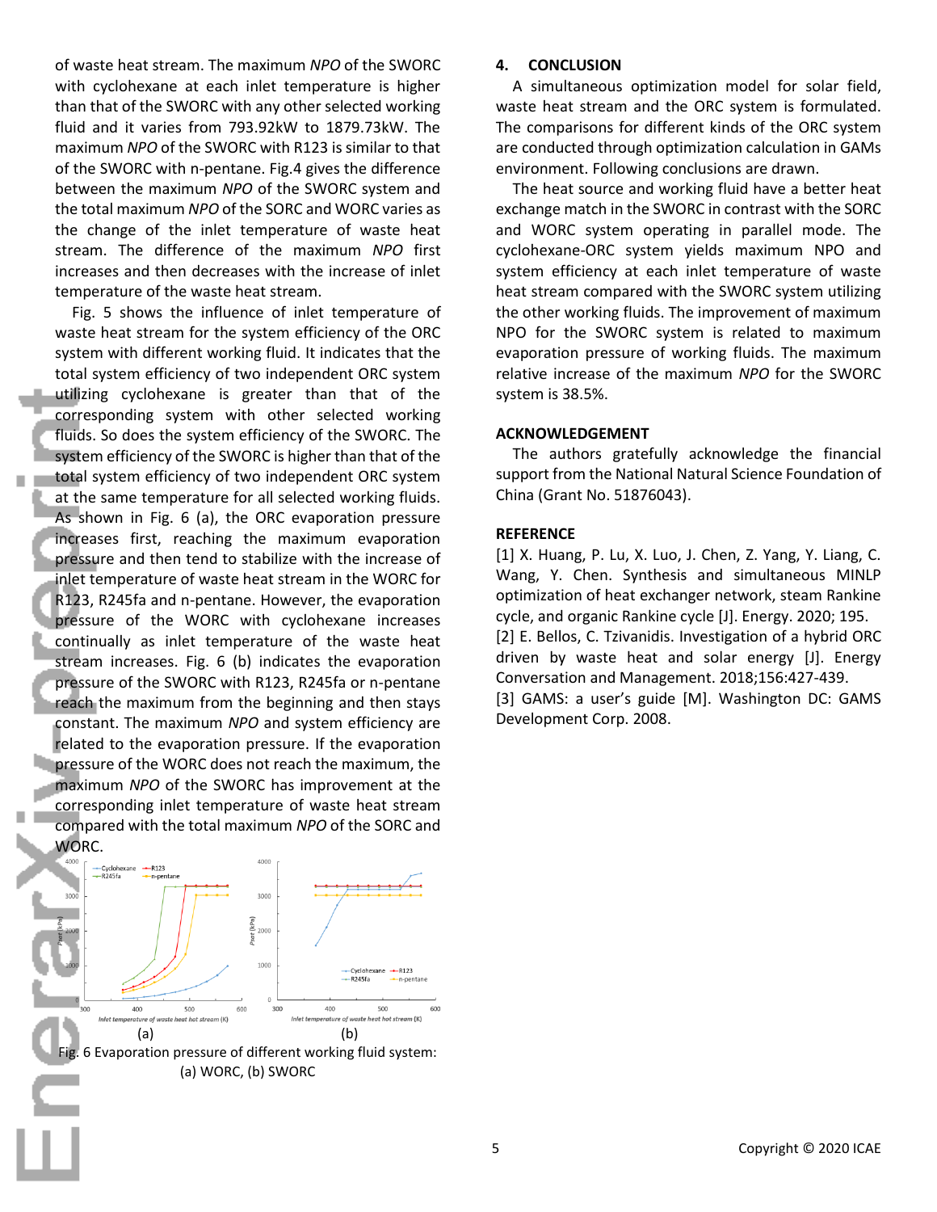of waste heat stream. The maximum *NPO* of the SWORC with cyclohexane at each inlet temperature is higher than that of the SWORC with any other selected working fluid and it varies from 793.92kW to 1879.73kW. The maximum *NPO* of the SWORC with R123 is similar to that of the SWORC with n-pentane. Fig.4 gives the difference between the maximum *NPO* of the SWORC system and the total maximum *NPO* of the SORC and WORC varies as the change of the inlet temperature of waste heat stream. The difference of the maximum *NPO* first increases and then decreases with the increase of inlet temperature of the waste heat stream.

Fig. 5 shows the influence of inlet temperature of waste heat stream for the system efficiency of the ORC system with different working fluid. It indicates that the total system efficiency of two independent ORC system utilizing cyclohexane is greater than that of the corresponding system with other selected working fluids. So does the system efficiency of the SWORC. The system efficiency of the SWORC is higher than that of the total system efficiency of two independent ORC system at the same temperature for all selected working fluids. As shown in Fig. 6 (a), the ORC evaporation pressure increases first, reaching the maximum evaporation pressure and then tend to stabilize with the increase of inlet temperature of waste heat stream in the WORC for R123, R245fa and n-pentane. However, the evaporation pressure of the WORC with cyclohexane increases continually as inlet temperature of the waste heat stream increases. Fig. 6 (b) indicates the evaporation pressure of the SWORC with R123, R245fa or n-pentane reach the maximum from the beginning and then stays constant. The maximum *NPO* and system efficiency are related to the evaporation pressure. If the evaporation pressure of the WORC does not reach the maximum, the maximum *NPO* of the SWORC has improvement at the corresponding inlet temperature of waste heat stream compared with the total maximum *NPO* of the SORC and WORC.

Cyclohexane
R123
R245fa
n-pentane
Psat (kPa)
4000
3000
2000
1000
0
300
400
500
600
Inlet temperature of waste heat hot stream (K)
(a)

Cyclohexane
R123
R245fa
n-pentane
Psat (kPa)
4000
3000
2000
1000
0
300
400
500
600
Inlet temperature of waste heat hot stream (K)
(b)

Fig. 6 Evaporation pressure of different working fluid system: (a) WORC, (b) SWORC

## 4. CONCLUSION

A simultaneous optimization model for solar field, waste heat stream and the ORC system is formulated. The comparisons for different kinds of the ORC system are conducted through optimization calculation in GAMs environment. Following conclusions are drawn.

The heat source and working fluid have a better heat exchange match in the SWORC in contrast with the SORC and WORC system operating in parallel mode. The cyclohexane-ORC system yields maximum NPO and system efficiency at each inlet temperature of waste heat stream compared with the SWORC system utilizing the other working fluids. The improvement of maximum NPO for the SWORC system is related to maximum evaporation pressure of working fluids. The maximum relative increase of the maximum *NPO* for the SWORC system is 38.5%.

## ACKNOWLEDGEMENT

The authors gratefully acknowledge the financial support from the National Natural Science Foundation of China (Grant No. 51876043).

## REFERENCE

[1] X. Huang, P. Lu, X. Luo, J. Chen, Z. Yang, Y. Liang, C. Wang, Y. Chen. Synthesis and simultaneous MINLP optimization of heat exchanger network, steam Rankine cycle, and organic Rankine cycle [J]. Energy. 2020; 195.

[2] E. Bellos, C. Tzivanidis. Investigation of a hybrid ORC driven by waste heat and solar energy [J]. Energy Conversation and Management. 2018;156:427-439.

[3] GAMS: a user's guide [M]. Washington DC: GAMS Development Corp. 2008.